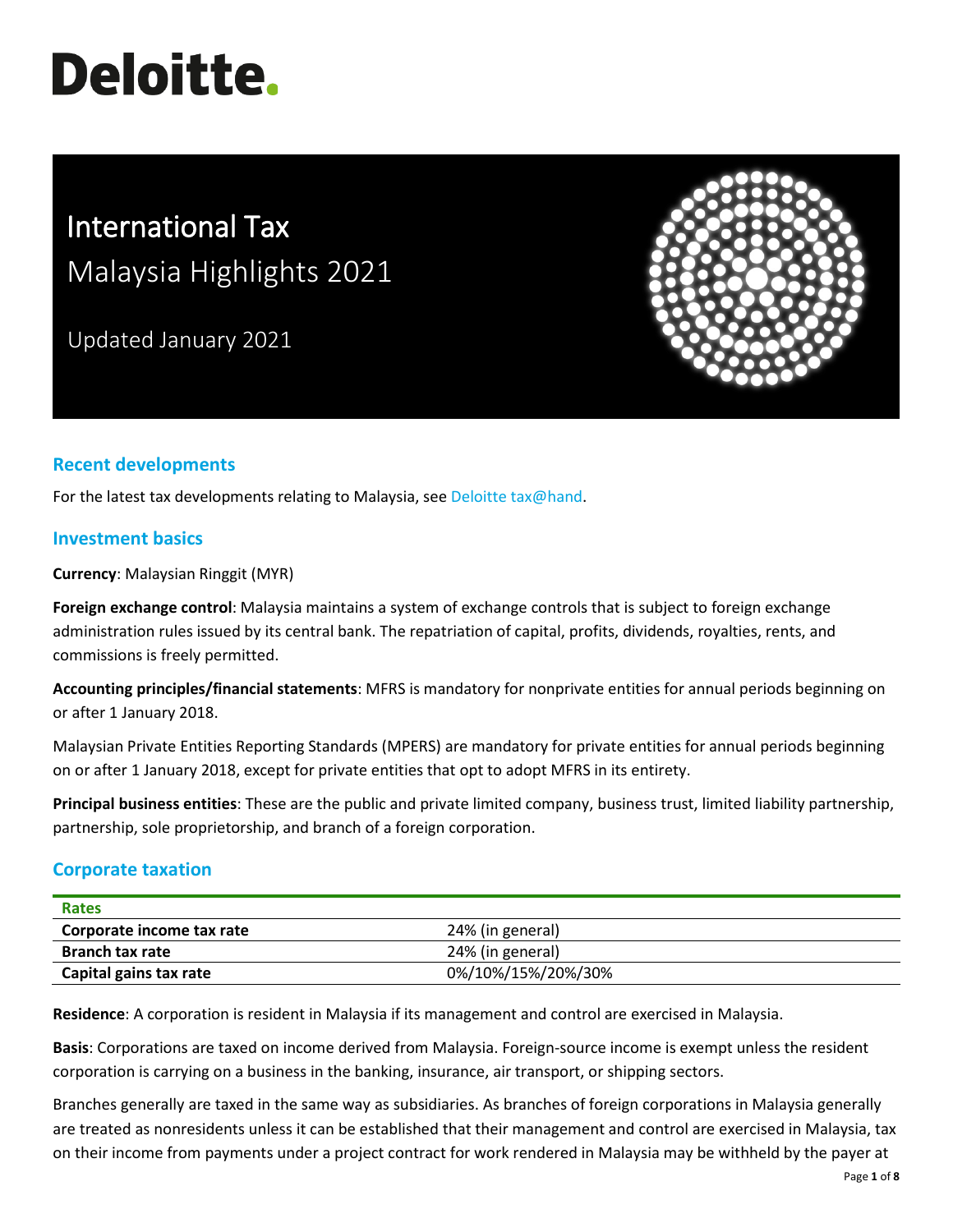# Deloitte.

# International Tax
## Malaysia Highlights 2021

Updated January 2021

## Recent developments

For the latest tax developments relating to Malaysia, see Deloitte tax@hand.

## Investment basics

**Currency**: Malaysian Ringgit (MYR)

**Foreign exchange control**: Malaysia maintains a system of exchange controls that is subject to foreign exchange administration rules issued by its central bank. The repatriation of capital, profits, dividends, royalties, rents, and commissions is freely permitted.

**Accounting principles/financial statements**: MFRS is mandatory for nonprivate entities for annual periods beginning on or after 1 January 2018.

Malaysian Private Entities Reporting Standards (MPERS) are mandatory for private entities for annual periods beginning on or after 1 January 2018, except for private entities that opt to adopt MFRS in its entirety.

**Principal business entities**: These are the public and private limited company, business trust, limited liability partnership, partnership, sole proprietorship, and branch of a foreign corporation.

## Corporate taxation

| Rates | |
|---|---|
| **Corporate income tax rate** | 24% (in general) |
| **Branch tax rate** | 24% (in general) |
| **Capital gains tax rate** | 0%/10%/15%/20%/30% |

**Residence**: A corporation is resident in Malaysia if its management and control are exercised in Malaysia.

**Basis**: Corporations are taxed on income derived from Malaysia. Foreign-source income is exempt unless the resident corporation is carrying on a business in the banking, insurance, air transport, or shipping sectors.

Branches generally are taxed in the same way as subsidiaries. As branches of foreign corporations in Malaysia generally are treated as nonresidents unless it can be established that their management and control are exercised in Malaysia, tax on their income from payments under a project contract for work rendered in Malaysia may be withheld by the payer at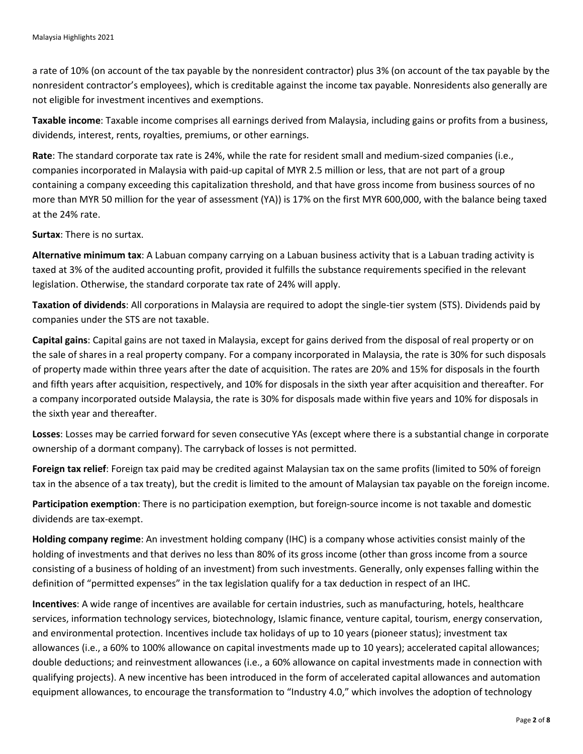a rate of 10% (on account of the tax payable by the nonresident contractor) plus 3% (on account of the tax payable by the nonresident contractor's employees), which is creditable against the income tax payable. Nonresidents also generally are not eligible for investment incentives and exemptions.

**Taxable income**: Taxable income comprises all earnings derived from Malaysia, including gains or profits from a business, dividends, interest, rents, royalties, premiums, or other earnings.

**Rate**: The standard corporate tax rate is 24%, while the rate for resident small and medium-sized companies (i.e., companies incorporated in Malaysia with paid-up capital of MYR 2.5 million or less, that are not part of a group containing a company exceeding this capitalization threshold, and that have gross income from business sources of no more than MYR 50 million for the year of assessment (YA)) is 17% on the first MYR 600,000, with the balance being taxed at the 24% rate.

**Surtax**: There is no surtax.

**Alternative minimum tax**: A Labuan company carrying on a Labuan business activity that is a Labuan trading activity is taxed at 3% of the audited accounting profit, provided it fulfills the substance requirements specified in the relevant legislation. Otherwise, the standard corporate tax rate of 24% will apply.

**Taxation of dividends**: All corporations in Malaysia are required to adopt the single-tier system (STS). Dividends paid by companies under the STS are not taxable.

**Capital gains**: Capital gains are not taxed in Malaysia, except for gains derived from the disposal of real property or on the sale of shares in a real property company. For a company incorporated in Malaysia, the rate is 30% for such disposals of property made within three years after the date of acquisition. The rates are 20% and 15% for disposals in the fourth and fifth years after acquisition, respectively, and 10% for disposals in the sixth year after acquisition and thereafter. For a company incorporated outside Malaysia, the rate is 30% for disposals made within five years and 10% for disposals in the sixth year and thereafter.

**Losses**: Losses may be carried forward for seven consecutive YAs (except where there is a substantial change in corporate ownership of a dormant company). The carryback of losses is not permitted.

**Foreign tax relief**: Foreign tax paid may be credited against Malaysian tax on the same profits (limited to 50% of foreign tax in the absence of a tax treaty), but the credit is limited to the amount of Malaysian tax payable on the foreign income.

**Participation exemption**: There is no participation exemption, but foreign-source income is not taxable and domestic dividends are tax-exempt.

**Holding company regime**: An investment holding company (IHC) is a company whose activities consist mainly of the holding of investments and that derives no less than 80% of its gross income (other than gross income from a source consisting of a business of holding of an investment) from such investments. Generally, only expenses falling within the definition of "permitted expenses" in the tax legislation qualify for a tax deduction in respect of an IHC.

**Incentives**: A wide range of incentives are available for certain industries, such as manufacturing, hotels, healthcare services, information technology services, biotechnology, Islamic finance, venture capital, tourism, energy conservation, and environmental protection. Incentives include tax holidays of up to 10 years (pioneer status); investment tax allowances (i.e., a 60% to 100% allowance on capital investments made up to 10 years); accelerated capital allowances; double deductions; and reinvestment allowances (i.e., a 60% allowance on capital investments made in connection with qualifying projects). A new incentive has been introduced in the form of accelerated capital allowances and automation equipment allowances, to encourage the transformation to "Industry 4.0," which involves the adoption of technology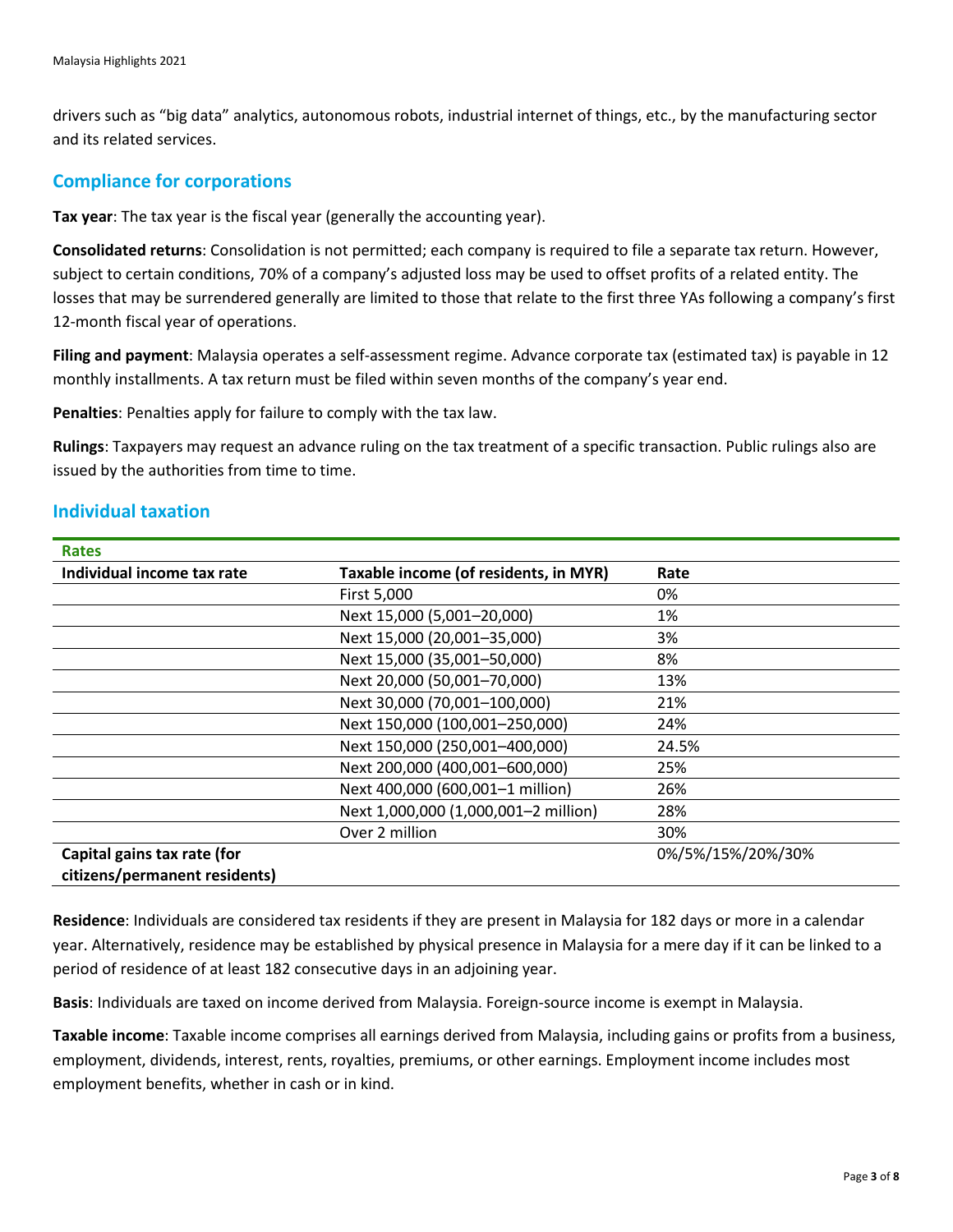drivers such as "big data" analytics, autonomous robots, industrial internet of things, etc., by the manufacturing sector and its related services.

## Compliance for corporations

**Tax year**: The tax year is the fiscal year (generally the accounting year).

**Consolidated returns**: Consolidation is not permitted; each company is required to file a separate tax return. However, subject to certain conditions, 70% of a company's adjusted loss may be used to offset profits of a related entity. The losses that may be surrendered generally are limited to those that relate to the first three YAs following a company's first 12-month fiscal year of operations.

**Filing and payment**: Malaysia operates a self-assessment regime. Advance corporate tax (estimated tax) is payable in 12 monthly installments. A tax return must be filed within seven months of the company's year end.

**Penalties**: Penalties apply for failure to comply with the tax law.

**Rulings**: Taxpayers may request an advance ruling on the tax treatment of a specific transaction. Public rulings also are issued by the authorities from time to time.

## Individual taxation

| Rates | | |
|---|---|---|
| **Individual income tax rate** | **Taxable income (of residents, in MYR)** | **Rate** |
| | First 5,000 | 0% |
| | Next 15,000 (5,001–20,000) | 1% |
| | Next 15,000 (20,001–35,000) | 3% |
| | Next 15,000 (35,001–50,000) | 8% |
| | Next 20,000 (50,001–70,000) | 13% |
| | Next 30,000 (70,001–100,000) | 21% |
| | Next 150,000 (100,001–250,000) | 24% |
| | Next 150,000 (250,001–400,000) | 24.5% |
| | Next 200,000 (400,001–600,000) | 25% |
| | Next 400,000 (600,001–1 million) | 26% |
| | Next 1,000,000 (1,000,001–2 million) | 28% |
| | Over 2 million | 30% |
| **Capital gains tax rate (for citizens/permanent residents)** | | 0%/5%/15%/20%/30% |

**Residence**: Individuals are considered tax residents if they are present in Malaysia for 182 days or more in a calendar year. Alternatively, residence may be established by physical presence in Malaysia for a mere day if it can be linked to a period of residence of at least 182 consecutive days in an adjoining year.

**Basis**: Individuals are taxed on income derived from Malaysia. Foreign-source income is exempt in Malaysia.

**Taxable income**: Taxable income comprises all earnings derived from Malaysia, including gains or profits from a business, employment, dividends, interest, rents, royalties, premiums, or other earnings. Employment income includes most employment benefits, whether in cash or in kind.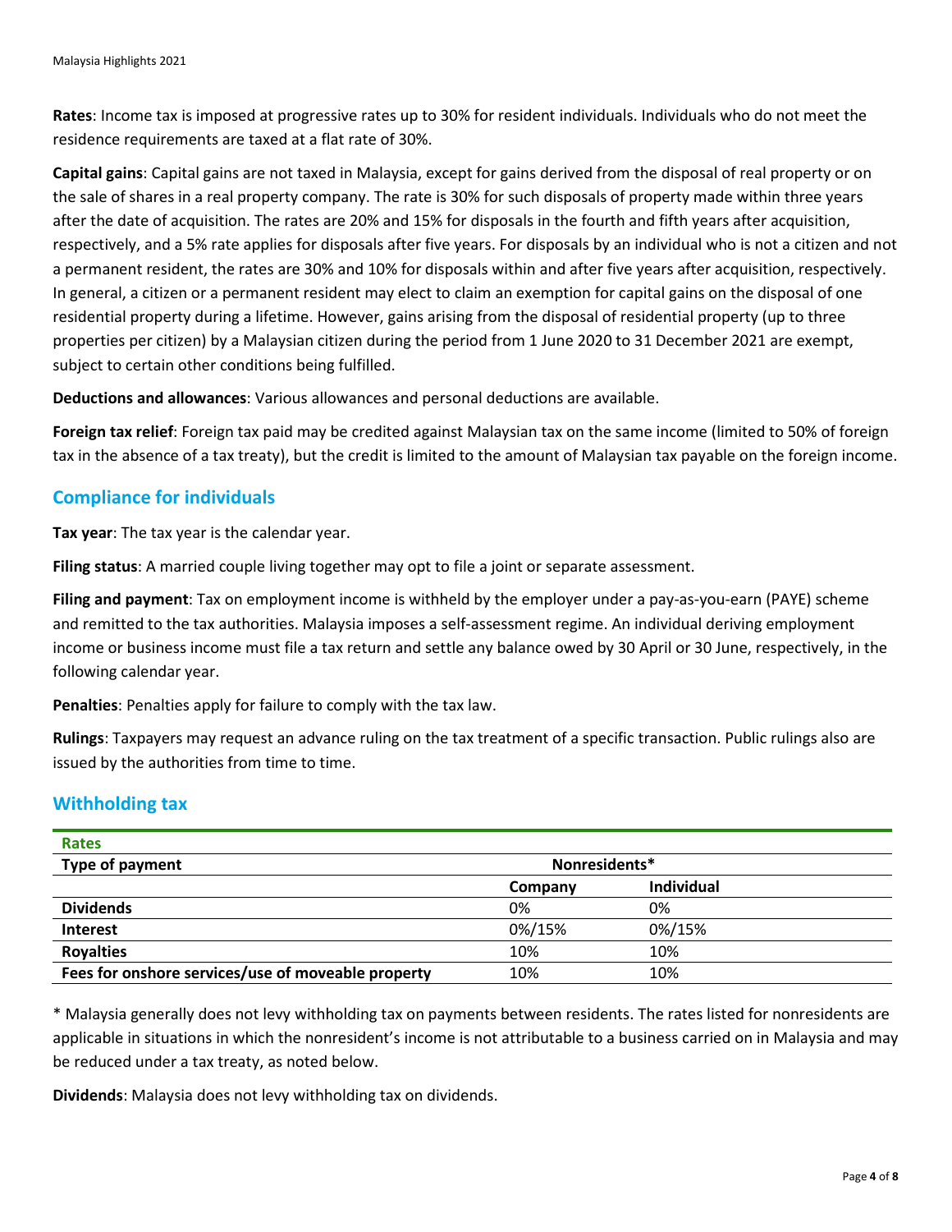**Rates**: Income tax is imposed at progressive rates up to 30% for resident individuals. Individuals who do not meet the residence requirements are taxed at a flat rate of 30%.

**Capital gains**: Capital gains are not taxed in Malaysia, except for gains derived from the disposal of real property or on the sale of shares in a real property company. The rate is 30% for such disposals of property made within three years after the date of acquisition. The rates are 20% and 15% for disposals in the fourth and fifth years after acquisition, respectively, and a 5% rate applies for disposals after five years. For disposals by an individual who is not a citizen and not a permanent resident, the rates are 30% and 10% for disposals within and after five years after acquisition, respectively. In general, a citizen or a permanent resident may elect to claim an exemption for capital gains on the disposal of one residential property during a lifetime. However, gains arising from the disposal of residential property (up to three properties per citizen) by a Malaysian citizen during the period from 1 June 2020 to 31 December 2021 are exempt, subject to certain other conditions being fulfilled.

**Deductions and allowances**: Various allowances and personal deductions are available.

**Foreign tax relief**: Foreign tax paid may be credited against Malaysian tax on the same income (limited to 50% of foreign tax in the absence of a tax treaty), but the credit is limited to the amount of Malaysian tax payable on the foreign income.

## Compliance for individuals

**Tax year**: The tax year is the calendar year.

**Filing status**: A married couple living together may opt to file a joint or separate assessment.

**Filing and payment**: Tax on employment income is withheld by the employer under a pay-as-you-earn (PAYE) scheme and remitted to the tax authorities. Malaysia imposes a self-assessment regime. An individual deriving employment income or business income must file a tax return and settle any balance owed by 30 April or 30 June, respectively, in the following calendar year.

**Penalties**: Penalties apply for failure to comply with the tax law.

**Rulings**: Taxpayers may request an advance ruling on the tax treatment of a specific transaction. Public rulings also are issued by the authorities from time to time.

## Withholding tax

**Rates**

| Type of payment | Nonresidents* | |
|---|---|---|
| | Company | Individual |
| **Dividends** | 0% | 0% |
| **Interest** | 0%/15% | 0%/15% |
| **Royalties** | 10% | 10% |
| **Fees for onshore services/use of moveable property** | 10% | 10% |

* Malaysia generally does not levy withholding tax on payments between residents. The rates listed for nonresidents are applicable in situations in which the nonresident's income is not attributable to a business carried on in Malaysia and may be reduced under a tax treaty, as noted below.

**Dividends**: Malaysia does not levy withholding tax on dividends.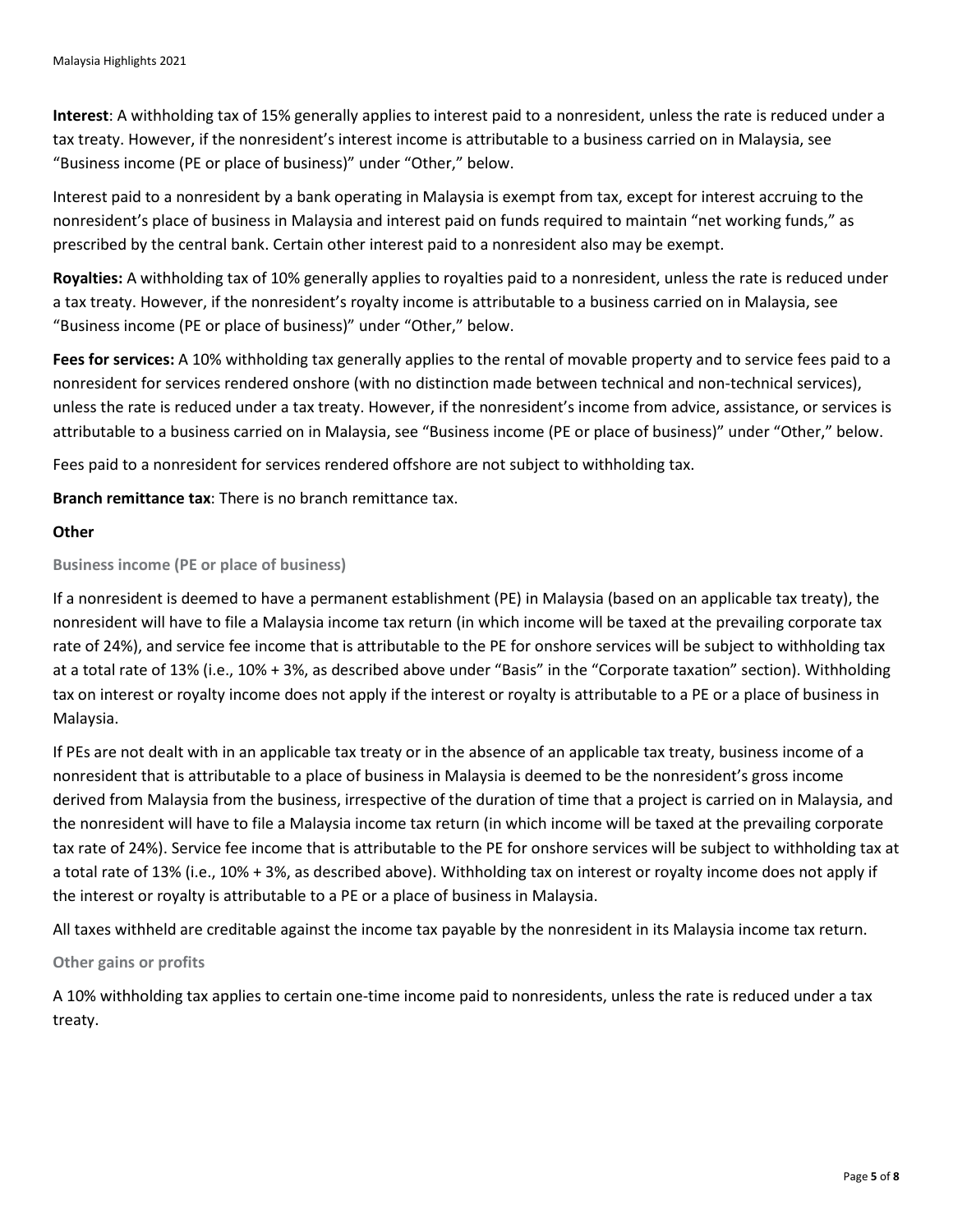**Interest**: A withholding tax of 15% generally applies to interest paid to a nonresident, unless the rate is reduced under a tax treaty. However, if the nonresident's interest income is attributable to a business carried on in Malaysia, see "Business income (PE or place of business)" under "Other," below.

Interest paid to a nonresident by a bank operating in Malaysia is exempt from tax, except for interest accruing to the nonresident's place of business in Malaysia and interest paid on funds required to maintain "net working funds," as prescribed by the central bank. Certain other interest paid to a nonresident also may be exempt.

**Royalties:** A withholding tax of 10% generally applies to royalties paid to a nonresident, unless the rate is reduced under a tax treaty. However, if the nonresident's royalty income is attributable to a business carried on in Malaysia, see "Business income (PE or place of business)" under "Other," below.

**Fees for services:** A 10% withholding tax generally applies to the rental of movable property and to service fees paid to a nonresident for services rendered onshore (with no distinction made between technical and non-technical services), unless the rate is reduced under a tax treaty. However, if the nonresident's income from advice, assistance, or services is attributable to a business carried on in Malaysia, see "Business income (PE or place of business)" under "Other," below.

Fees paid to a nonresident for services rendered offshore are not subject to withholding tax.

**Branch remittance tax**: There is no branch remittance tax.

**Other**

### Business income (PE or place of business)

If a nonresident is deemed to have a permanent establishment (PE) in Malaysia (based on an applicable tax treaty), the nonresident will have to file a Malaysia income tax return (in which income will be taxed at the prevailing corporate tax rate of 24%), and service fee income that is attributable to the PE for onshore services will be subject to withholding tax at a total rate of 13% (i.e., 10% + 3%, as described above under "Basis" in the "Corporate taxation" section). Withholding tax on interest or royalty income does not apply if the interest or royalty is attributable to a PE or a place of business in Malaysia.

If PEs are not dealt with in an applicable tax treaty or in the absence of an applicable tax treaty, business income of a nonresident that is attributable to a place of business in Malaysia is deemed to be the nonresident's gross income derived from Malaysia from the business, irrespective of the duration of time that a project is carried on in Malaysia, and the nonresident will have to file a Malaysia income tax return (in which income will be taxed at the prevailing corporate tax rate of 24%). Service fee income that is attributable to the PE for onshore services will be subject to withholding tax at a total rate of 13% (i.e., 10% + 3%, as described above). Withholding tax on interest or royalty income does not apply if the interest or royalty is attributable to a PE or a place of business in Malaysia.

All taxes withheld are creditable against the income tax payable by the nonresident in its Malaysia income tax return.

### Other gains or profits

A 10% withholding tax applies to certain one-time income paid to nonresidents, unless the rate is reduced under a tax treaty.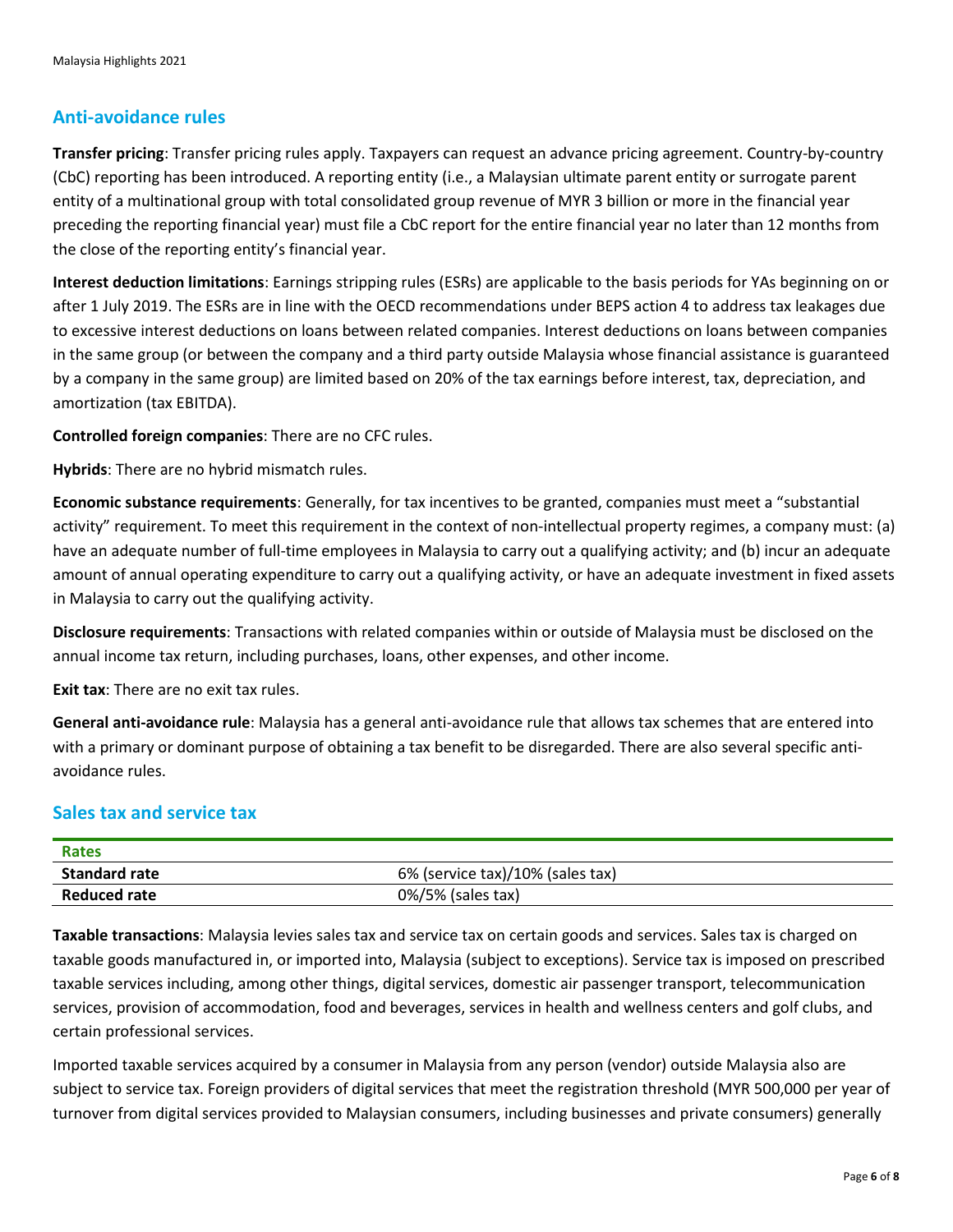## Anti-avoidance rules

**Transfer pricing**: Transfer pricing rules apply. Taxpayers can request an advance pricing agreement. Country-by-country (CbC) reporting has been introduced. A reporting entity (i.e., a Malaysian ultimate parent entity or surrogate parent entity of a multinational group with total consolidated group revenue of MYR 3 billion or more in the financial year preceding the reporting financial year) must file a CbC report for the entire financial year no later than 12 months from the close of the reporting entity's financial year.

**Interest deduction limitations**: Earnings stripping rules (ESRs) are applicable to the basis periods for YAs beginning on or after 1 July 2019. The ESRs are in line with the OECD recommendations under BEPS action 4 to address tax leakages due to excessive interest deductions on loans between related companies. Interest deductions on loans between companies in the same group (or between the company and a third party outside Malaysia whose financial assistance is guaranteed by a company in the same group) are limited based on 20% of the tax earnings before interest, tax, depreciation, and amortization (tax EBITDA).

**Controlled foreign companies**: There are no CFC rules.

**Hybrids**: There are no hybrid mismatch rules.

**Economic substance requirements**: Generally, for tax incentives to be granted, companies must meet a "substantial activity" requirement. To meet this requirement in the context of non-intellectual property regimes, a company must: (a) have an adequate number of full-time employees in Malaysia to carry out a qualifying activity; and (b) incur an adequate amount of annual operating expenditure to carry out a qualifying activity, or have an adequate investment in fixed assets in Malaysia to carry out the qualifying activity.

**Disclosure requirements**: Transactions with related companies within or outside of Malaysia must be disclosed on the annual income tax return, including purchases, loans, other expenses, and other income.

**Exit tax**: There are no exit tax rules.

**General anti-avoidance rule**: Malaysia has a general anti-avoidance rule that allows tax schemes that are entered into with a primary or dominant purpose of obtaining a tax benefit to be disregarded. There are also several specific anti-avoidance rules.

## Sales tax and service tax

| Rates | |
|---|---|
| **Standard rate** | 6% (service tax)/10% (sales tax) |
| **Reduced rate** | 0%/5% (sales tax) |

**Taxable transactions**: Malaysia levies sales tax and service tax on certain goods and services. Sales tax is charged on taxable goods manufactured in, or imported into, Malaysia (subject to exceptions). Service tax is imposed on prescribed taxable services including, among other things, digital services, domestic air passenger transport, telecommunication services, provision of accommodation, food and beverages, services in health and wellness centers and golf clubs, and certain professional services.

Imported taxable services acquired by a consumer in Malaysia from any person (vendor) outside Malaysia also are subject to service tax. Foreign providers of digital services that meet the registration threshold (MYR 500,000 per year of turnover from digital services provided to Malaysian consumers, including businesses and private consumers) generally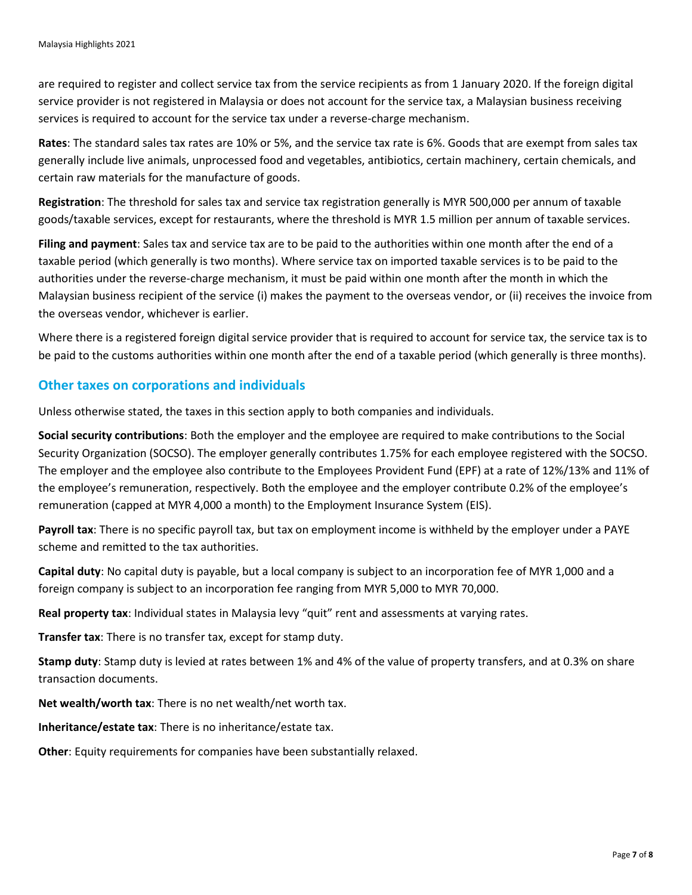are required to register and collect service tax from the service recipients as from 1 January 2020. If the foreign digital service provider is not registered in Malaysia or does not account for the service tax, a Malaysian business receiving services is required to account for the service tax under a reverse-charge mechanism.

**Rates**: The standard sales tax rates are 10% or 5%, and the service tax rate is 6%. Goods that are exempt from sales tax generally include live animals, unprocessed food and vegetables, antibiotics, certain machinery, certain chemicals, and certain raw materials for the manufacture of goods.

**Registration**: The threshold for sales tax and service tax registration generally is MYR 500,000 per annum of taxable goods/taxable services, except for restaurants, where the threshold is MYR 1.5 million per annum of taxable services.

**Filing and payment**: Sales tax and service tax are to be paid to the authorities within one month after the end of a taxable period (which generally is two months). Where service tax on imported taxable services is to be paid to the authorities under the reverse-charge mechanism, it must be paid within one month after the month in which the Malaysian business recipient of the service (i) makes the payment to the overseas vendor, or (ii) receives the invoice from the overseas vendor, whichever is earlier.

Where there is a registered foreign digital service provider that is required to account for service tax, the service tax is to be paid to the customs authorities within one month after the end of a taxable period (which generally is three months).

## Other taxes on corporations and individuals

Unless otherwise stated, the taxes in this section apply to both companies and individuals.

**Social security contributions**: Both the employer and the employee are required to make contributions to the Social Security Organization (SOCSO). The employer generally contributes 1.75% for each employee registered with the SOCSO. The employer and the employee also contribute to the Employees Provident Fund (EPF) at a rate of 12%/13% and 11% of the employee's remuneration, respectively. Both the employee and the employer contribute 0.2% of the employee's remuneration (capped at MYR 4,000 a month) to the Employment Insurance System (EIS).

**Payroll tax**: There is no specific payroll tax, but tax on employment income is withheld by the employer under a PAYE scheme and remitted to the tax authorities.

**Capital duty**: No capital duty is payable, but a local company is subject to an incorporation fee of MYR 1,000 and a foreign company is subject to an incorporation fee ranging from MYR 5,000 to MYR 70,000.

**Real property tax**: Individual states in Malaysia levy "quit" rent and assessments at varying rates.

**Transfer tax**: There is no transfer tax, except for stamp duty.

**Stamp duty**: Stamp duty is levied at rates between 1% and 4% of the value of property transfers, and at 0.3% on share transaction documents.

**Net wealth/worth tax**: There is no net wealth/net worth tax.

**Inheritance/estate tax**: There is no inheritance/estate tax.

**Other**: Equity requirements for companies have been substantially relaxed.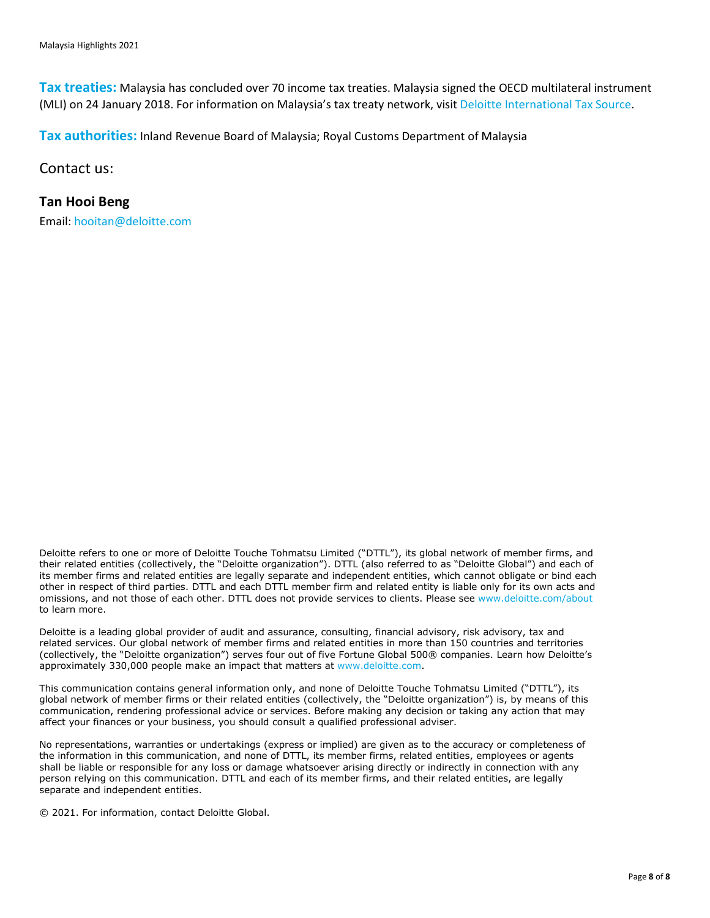**Tax treaties:** Malaysia has concluded over 70 income tax treaties. Malaysia signed the OECD multilateral instrument (MLI) on 24 January 2018. For information on Malaysia's tax treaty network, visit Deloitte International Tax Source.

**Tax authorities:** Inland Revenue Board of Malaysia; Royal Customs Department of Malaysia

## Contact us:

**Tan Hooi Beng**

Email: hooitan@deloitte.com

Deloitte refers to one or more of Deloitte Touche Tohmatsu Limited ("DTTL"), its global network of member firms, and their related entities (collectively, the "Deloitte organization"). DTTL (also referred to as "Deloitte Global") and each of its member firms and related entities are legally separate and independent entities, which cannot obligate or bind each other in respect of third parties. DTTL and each DTTL member firm and related entity is liable only for its own acts and omissions, and not those of each other. DTTL does not provide services to clients. Please see www.deloitte.com/about to learn more.

Deloitte is a leading global provider of audit and assurance, consulting, financial advisory, risk advisory, tax and related services. Our global network of member firms and related entities in more than 150 countries and territories (collectively, the "Deloitte organization") serves four out of five Fortune Global 500® companies. Learn how Deloitte's approximately 330,000 people make an impact that matters at www.deloitte.com.

This communication contains general information only, and none of Deloitte Touche Tohmatsu Limited ("DTTL"), its global network of member firms or their related entities (collectively, the "Deloitte organization") is, by means of this communication, rendering professional advice or services. Before making any decision or taking any action that may affect your finances or your business, you should consult a qualified professional adviser.

No representations, warranties or undertakings (express or implied) are given as to the accuracy or completeness of the information in this communication, and none of DTTL, its member firms, related entities, employees or agents shall be liable or responsible for any loss or damage whatsoever arising directly or indirectly in connection with any person relying on this communication. DTTL and each of its member firms, and their related entities, are legally separate and independent entities.

© 2021. For information, contact Deloitte Global.